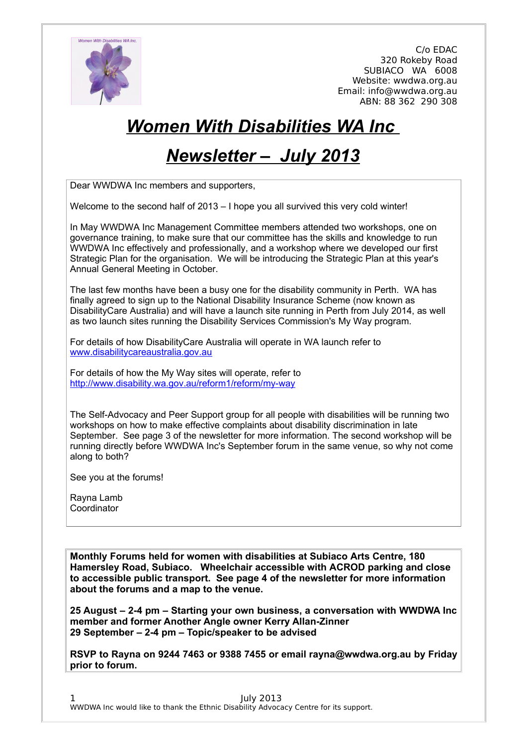C/o EDAC
320 Rokeby Road
SUBIACO WA 6008
Website: wwdwa.org.au
Email: info@wwdwa.org.au
ABN: 88 362 290 308

# *Women With Disabilities WA Inc*

# *Newsletter – July 2013*

Dear WWDWA Inc members and supporters,

Welcome to the second half of 2013 – I hope you all survived this very cold winter!

In May WWDWA Inc Management Committee members attended two workshops, one on governance training, to make sure that our committee has the skills and knowledge to run WWDWA Inc effectively and professionally, and a workshop where we developed our first Strategic Plan for the organisation. We will be introducing the Strategic Plan at this year's Annual General Meeting in October.

The last few months have been a busy one for the disability community in Perth. WA has finally agreed to sign up to the National Disability Insurance Scheme (now known as DisabilityCare Australia) and will have a launch site running in Perth from July 2014, as well as two launch sites running the Disability Services Commission's My Way program.

For details of how DisabilityCare Australia will operate in WA launch refer to [www.disabilitycareaustralia.gov.au](www.disabilitycareaustralia.gov.au)

For details of how the My Way sites will operate, refer to [http://www.disability.wa.gov.au/reform1/reform/my-way](http://www.disability.wa.gov.au/reform1/reform/my-way)

The Self-Advocacy and Peer Support group for all people with disabilities will be running two workshops on how to make effective complaints about disability discrimination in late September. See page 3 of the newsletter for more information. The second workshop will be running directly before WWDWA Inc's September forum in the same venue, so why not come along to both?

See you at the forums!

Rayna Lamb
Coordinator

**Monthly Forums held for women with disabilities at Subiaco Arts Centre, 180 Hamersley Road, Subiaco. Wheelchair accessible with ACROD parking and close to accessible public transport. See page 4 of the newsletter for more information about the forums and a map to the venue.**

**25 August – 2-4 pm – Starting your own business, a conversation with WWDWA Inc member and former Another Angle owner Kerry Allan-Zinner**
**29 September – 2-4 pm – Topic/speaker to be advised**

**RSVP to Rayna on 9244 7463 or 9388 7455 or email rayna@wwdwa.org.au by Friday prior to forum.**

WWDWA Inc would like to thank the Ethnic Disability Advocacy Centre for its support.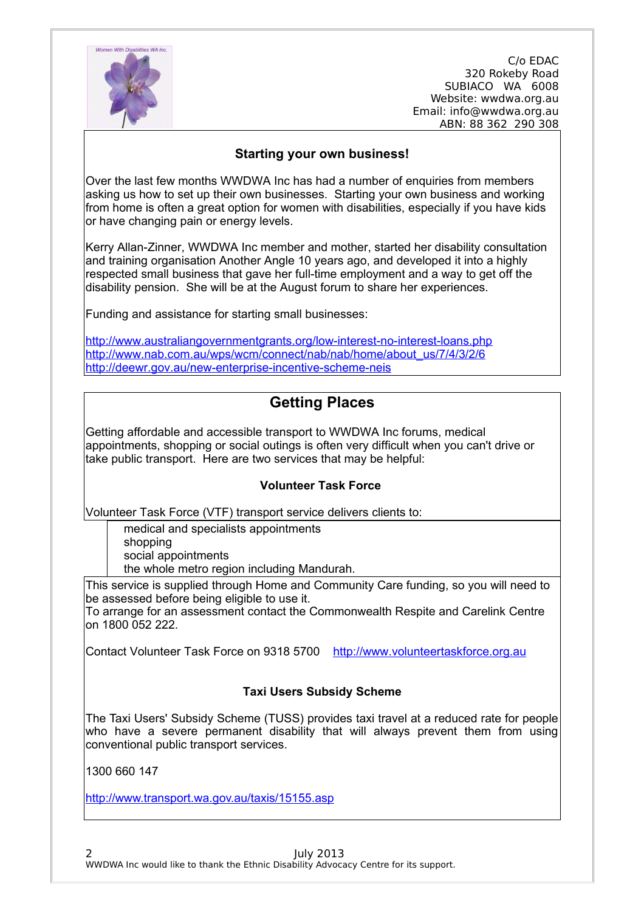C/o EDAC
320 Rokeby Road
SUBIACO WA 6008
Website: wwdwa.org.au
Email: info@wwdwa.org.au
ABN: 88 362 290 308

## Starting your own business!

Over the last few months WWDWA Inc has had a number of enquiries from members asking us how to set up their own businesses. Starting your own business and working from home is often a great option for women with disabilities, especially if you have kids or have changing pain or energy levels.

Kerry Allan-Zinner, WWDWA Inc member and mother, started her disability consultation and training organisation Another Angle 10 years ago, and developed it into a highly respected small business that gave her full-time employment and a way to get off the disability pension. She will be at the August forum to share her experiences.

Funding and assistance for starting small businesses:

http://www.australiangovernmentgrants.org/low-interest-no-interest-loans.php
http://www.nab.com.au/wps/wcm/connect/nab/nab/home/about_us/7/4/3/2/6
http://deewr.gov.au/new-enterprise-incentive-scheme-neis

## Getting Places

Getting affordable and accessible transport to WWDWA Inc forums, medical appointments, shopping or social outings is often very difficult when you can't drive or take public transport. Here are two services that may be helpful:

### Volunteer Task Force

Volunteer Task Force (VTF) transport service delivers clients to:

- medical and specialists appointments
- shopping
- social appointments
- the whole metro region including Mandurah.

This service is supplied through Home and Community Care funding, so you will need to be assessed before being eligible to use it.
To arrange for an assessment contact the Commonwealth Respite and Carelink Centre on 1800 052 222.

Contact Volunteer Task Force on 9318 5700 http://www.volunteertaskforce.org.au

### Taxi Users Subsidy Scheme

The Taxi Users' Subsidy Scheme (TUSS) provides taxi travel at a reduced rate for people who have a severe permanent disability that will always prevent them from using conventional public transport services.

1300 660 147

http://www.transport.wa.gov.au/taxis/15155.asp

July 2013
WWDWA Inc would like to thank the Ethnic Disability Advocacy Centre for its support.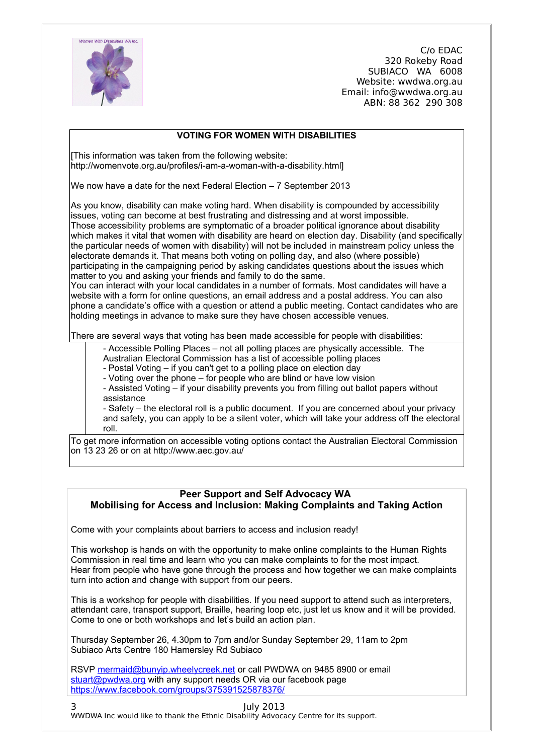Women With Disabilities WA Inc.

C/o EDAC
320 Rokeby Road
SUBIACO WA 6008
Website: wwdwa.org.au
Email: info@wwdwa.org.au
ABN: 88 362 290 308

## VOTING FOR WOMEN WITH DISABILITIES

[This information was taken from the following website: http://womenvote.org.au/profiles/i-am-a-woman-with-a-disability.html]

We now have a date for the next Federal Election – 7 September 2013

As you know, disability can make voting hard. When disability is compounded by accessibility issues, voting can become at best frustrating and distressing and at worst impossible.
Those accessibility problems are symptomatic of a broader political ignorance about disability which makes it vital that women with disability are heard on election day. Disability (and specifically the particular needs of women with disability) will not be included in mainstream policy unless the electorate demands it. That means both voting on polling day, and also (where possible) participating in the campaigning period by asking candidates questions about the issues which matter to you and asking your friends and family to do the same.
You can interact with your local candidates in a number of formats. Most candidates will have a website with a form for online questions, an email address and a postal address. You can also phone a candidate's office with a question or attend a public meeting. Contact candidates who are holding meetings in advance to make sure they have chosen accessible venues.

There are several ways that voting has been made accessible for people with disabilities:

- Accessible Polling Places – not all polling places are physically accessible. The Australian Electoral Commission has a list of accessible polling places
- Postal Voting – if you can't get to a polling place on election day
- Voting over the phone – for people who are blind or have low vision
- Assisted Voting – if your disability prevents you from filling out ballot papers without assistance
- Safety – the electoral roll is a public document. If you are concerned about your privacy and safety, you can apply to be a silent voter, which will take your address off the electoral roll.

To get more information on accessible voting options contact the Australian Electoral Commission on 13 23 26 or on at http://www.aec.gov.au/

## Peer Support and Self Advocacy WA
### Mobilising for Access and Inclusion: Making Complaints and Taking Action

Come with your complaints about barriers to access and inclusion ready!

This workshop is hands on with the opportunity to make online complaints to the Human Rights Commission in real time and learn who you can make complaints to for the most impact.
Hear from people who have gone through the process and how together we can make complaints turn into action and change with support from our peers.

This is a workshop for people with disabilities. If you need support to attend such as interpreters, attendant care, transport support, Braille, hearing loop etc, just let us know and it will be provided.
Come to one or both workshops and let's build an action plan.

Thursday September 26, 4.30pm to 7pm and/or Sunday September 29, 11am to 2pm
Subiaco Arts Centre 180 Hamersley Rd Subiaco

RSVP mermaid@bunyip.wheelycreek.net or call PWDWA on 9485 8900 or email stuart@pwdwa.org with any support needs OR via our facebook page https://www.facebook.com/groups/375391525878376/

July 2013
WWDWA Inc would like to thank the Ethnic Disability Advocacy Centre for its support.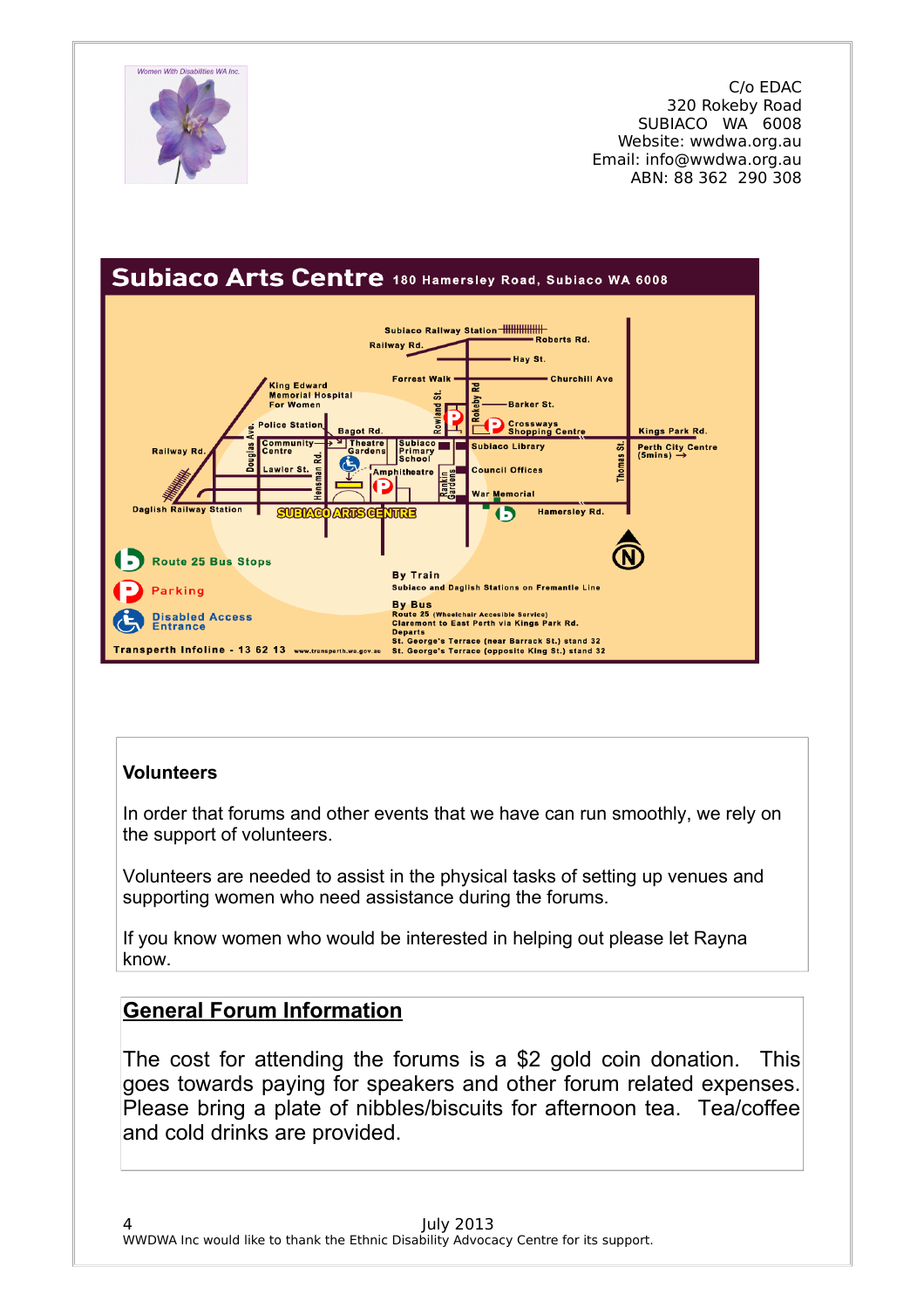C/o EDAC
320 Rokeby Road
SUBIACO WA 6008
Website: wwdwa.org.au
Email: info@wwdwa.org.au
ABN: 88 362 290 308

## Subiaco Arts Centre 180 Hamersley Road, Subiaco WA 6008

Sublaco Railway Station
Railway Rd.
Roberts Rd.
Hay St.
Forrest Walk
Churchill Ave
King Edward Memorial Hospital For Women
Rowland St.
Rokeby Rd
Barker St.
Police Station
Crossways Shopping Centre
Bagot Rd.
Kings Park Rd.
Railway Rd.
Community Centre
Theatre Gardens
Subiaco Primary School
Subiaco Library
Douglas Ave.
Lawler St.
Hensman Rd.
Amphitheatre
Rankin Gardens
Council Offices
Thomas St.
Perth City Centre (5mins) →
War Memorial
Daglish Railway Station
SUBIACO ARTS CENTRE
Hamersley Rd.
N

Route 25 Bus Stops
Parking
Disabled Access Entrance

By Train
Subiaco and Daglish Stations on Fremantle Line

By Bus
Route 25 (Wheelchair Accessible Service)
Claremont to East Perth via Kings Park Rd.
Departs
St. George's Terrace (near Barrack St.) stand 32
St. George's Terrace (opposite King St.) stand 32

Transperth Infoline - 13 62 13 www.transperth.wa.gov.au

**Volunteers**

In order that forums and other events that we have can run smoothly, we rely on the support of volunteers.

Volunteers are needed to assist in the physical tasks of setting up venues and supporting women who need assistance during the forums.

If you know women who would be interested in helping out please let Rayna know.

## General Forum Information

The cost for attending the forums is a $2 gold coin donation. This goes towards paying for speakers and other forum related expenses. Please bring a plate of nibbles/biscuits for afternoon tea. Tea/coffee and cold drinks are provided.

July 2013
WWDWA Inc would like to thank the Ethnic Disability Advocacy Centre for its support.